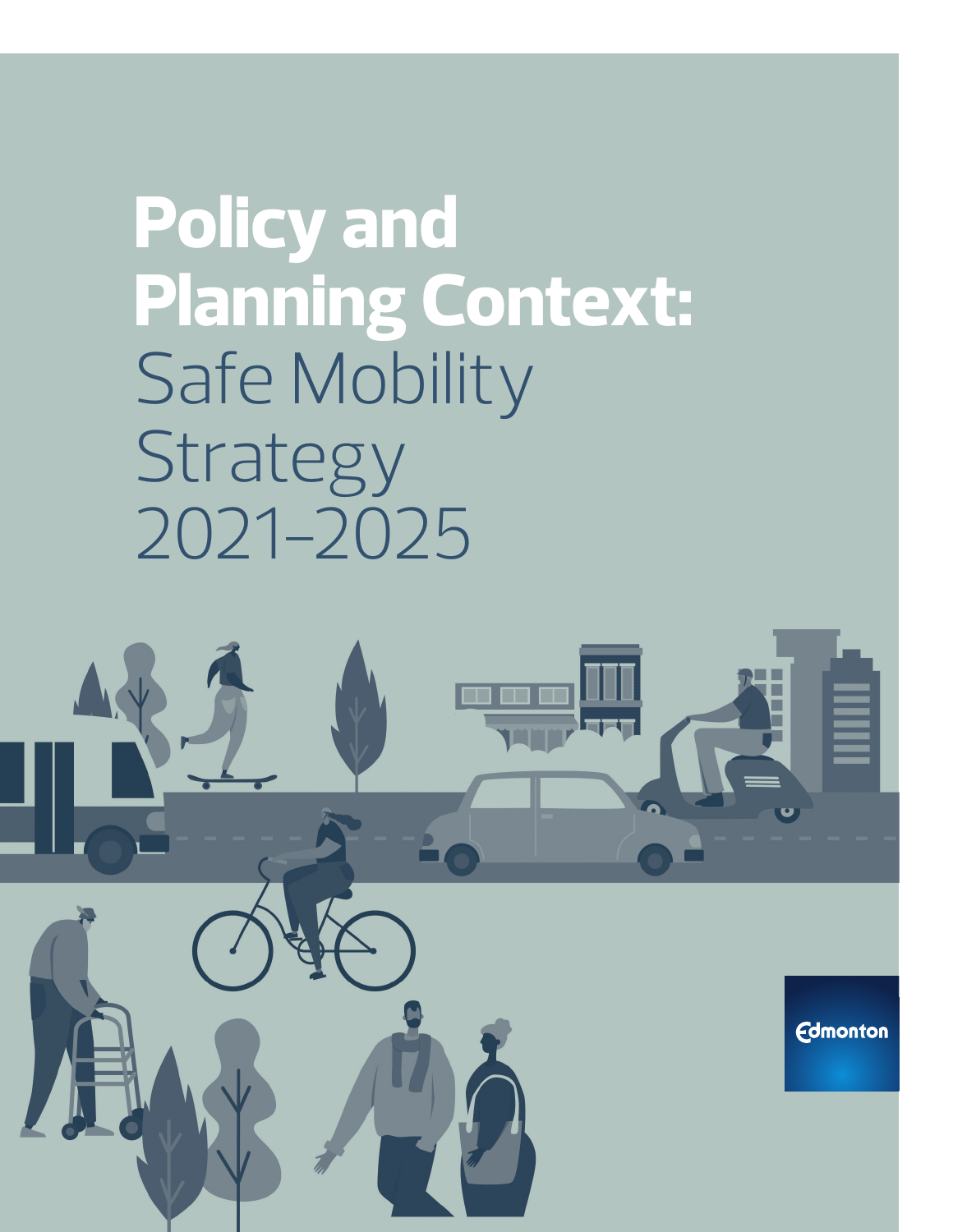# Policy and Planning Context: Safe Mobility Strategy 2021–2025

Edmonton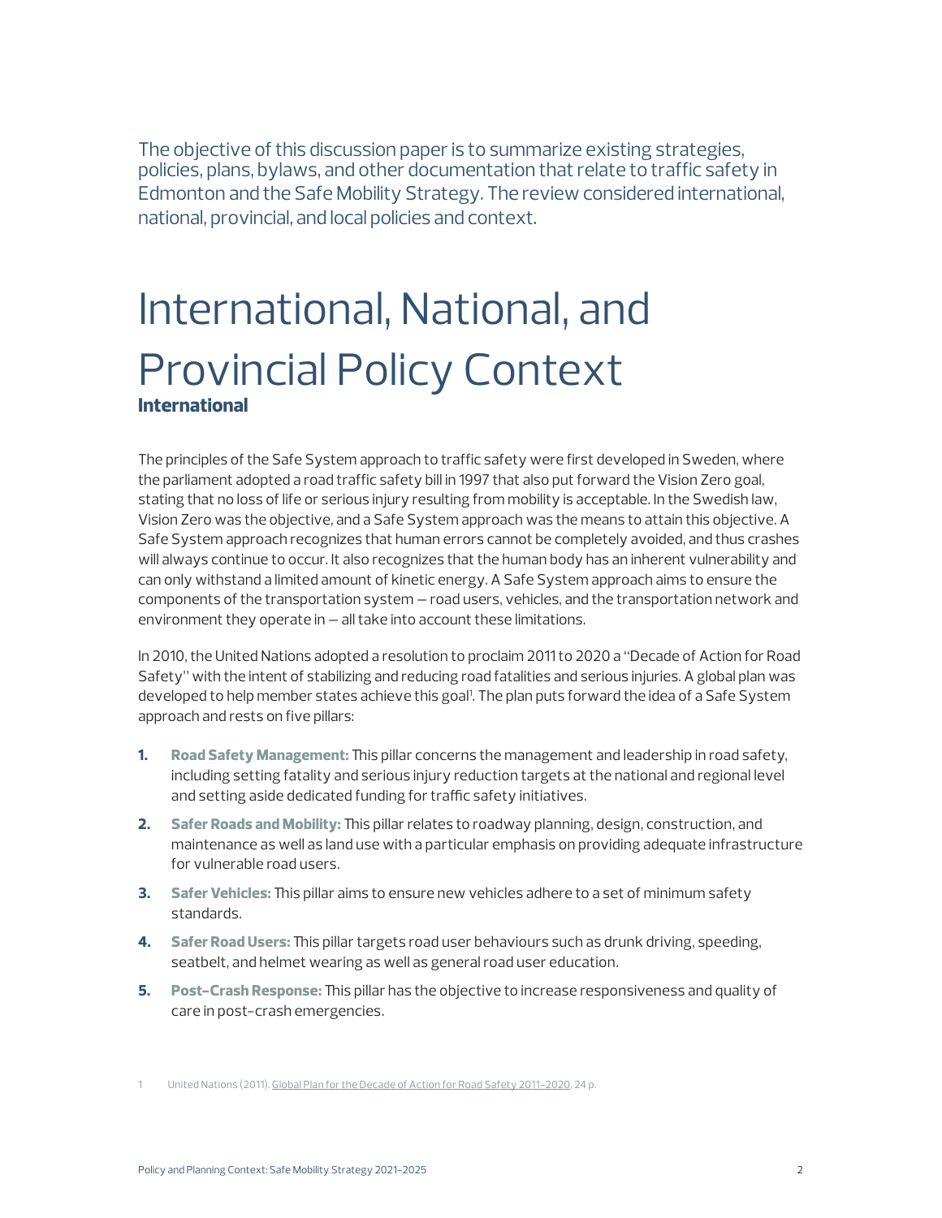The objective of this discussion paper is to summarize existing strategies, policies, plans, bylaws, and other documentation that relate to traffic safety in Edmonton and the Safe Mobility Strategy. The review considered international, national, provincial, and local policies and context.

# International, National, and Provincial Policy Context

## International

The principles of the Safe System approach to traffic safety were first developed in Sweden, where the parliament adopted a road traffic safety bill in 1997 that also put forward the Vision Zero goal, stating that no loss of life or serious injury resulting from mobility is acceptable. In the Swedish law, Vision Zero was the objective, and a Safe System approach was the means to attain this objective. A Safe System approach recognizes that human errors cannot be completely avoided, and thus crashes will always continue to occur. It also recognizes that the human body has an inherent vulnerability and can only withstand a limited amount of kinetic energy. A Safe System approach aims to ensure the components of the transportation system – road users, vehicles, and the transportation network and environment they operate in – all take into account these limitations.

In 2010, the United Nations adopted a resolution to proclaim 2011 to 2020 a "Decade of Action for Road Safety" with the intent of stabilizing and reducing road fatalities and serious injuries. A global plan was developed to help member states achieve this goal[1]. The plan puts forward the idea of a Safe System approach and rests on five pillars:

1. **Road Safety Management:** This pillar concerns the management and leadership in road safety, including setting fatality and serious injury reduction targets at the national and regional level and setting aside dedicated funding for traffic safety initiatives.
2. **Safer Roads and Mobility:** This pillar relates to roadway planning, design, construction, and maintenance as well as land use with a particular emphasis on providing adequate infrastructure for vulnerable road users.
3. **Safer Vehicles:** This pillar aims to ensure new vehicles adhere to a set of minimum safety standards.
4. **Safer Road Users:** This pillar targets road user behaviours such as drunk driving, speeding, seatbelt, and helmet wearing as well as general road user education.
5. **Post-Crash Response:** This pillar has the objective to increase responsiveness and quality of care in post-crash emergencies.

1 United Nations (2011). Global Plan for the Decade of Action for Road Safety 2011-2020, 24 p.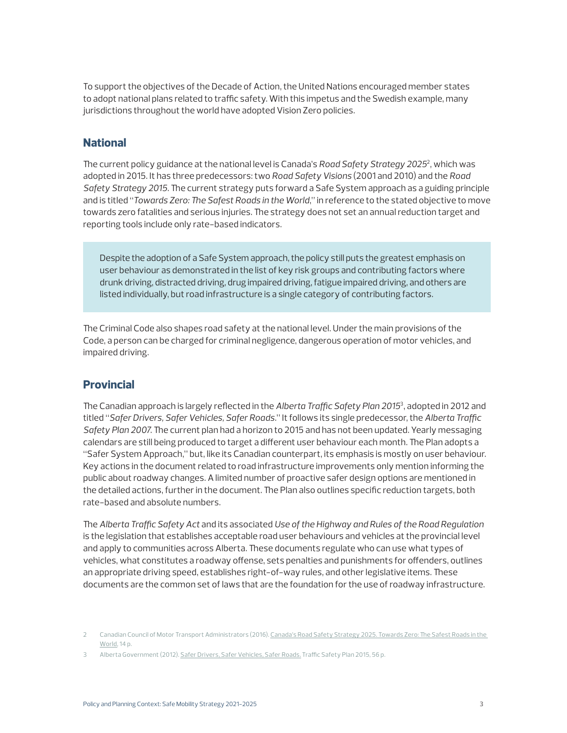To support the objectives of the Decade of Action, the United Nations encouraged member states to adopt national plans related to traffic safety. With this impetus and the Swedish example, many jurisdictions throughout the world have adopted Vision Zero policies.

## National

The current policy guidance at the national level is Canada's *Road Safety Strategy 2025*[2], which was adopted in 2015. It has three predecessors: two *Road Safety Visions* (2001 and 2010) and the *Road Safety Strategy 2015*. The current strategy puts forward a Safe System approach as a guiding principle and is titled "*Towards Zero: The Safest Roads in the World*," in reference to the stated objective to move towards zero fatalities and serious injuries. The strategy does not set an annual reduction target and reporting tools include only rate-based indicators.

> Despite the adoption of a Safe System approach, the policy still puts the greatest emphasis on user behaviour as demonstrated in the list of key risk groups and contributing factors where drunk driving, distracted driving, drug impaired driving, fatigue impaired driving, and others are listed individually, but road infrastructure is a single category of contributing factors.

The Criminal Code also shapes road safety at the national level. Under the main provisions of the Code, a person can be charged for criminal negligence, dangerous operation of motor vehicles, and impaired driving.

## Provincial

The Canadian approach is largely reflected in the *Alberta Traffic Safety Plan 2015*[3], adopted in 2012 and titled "*Safer Drivers, Safer Vehicles, Safer Roads*." It follows its single predecessor, the *Alberta Traffic Safety Plan 2007*. The current plan had a horizon to 2015 and has not been updated. Yearly messaging calendars are still being produced to target a different user behaviour each month. The Plan adopts a "Safer System Approach," but, like its Canadian counterpart, its emphasis is mostly on user behaviour. Key actions in the document related to road infrastructure improvements only mention informing the public about roadway changes. A limited number of proactive safer design options are mentioned in the detailed actions, further in the document. The Plan also outlines specific reduction targets, both rate-based and absolute numbers.

The *Alberta Traffic Safety Act* and its associated *Use of the Highway and Rules of the Road Regulation* is the legislation that establishes acceptable road user behaviours and vehicles at the provincial level and apply to communities across Alberta. These documents regulate who can use what types of vehicles, what constitutes a roadway offense, sets penalties and punishments for offenders, outlines an appropriate driving speed, establishes right-of-way rules, and other legislative items. These documents are the common set of laws that are the foundation for the use of roadway infrastructure.

---

2 Canadian Council of Motor Transport Administrators (2016). Canada's Road Safety Strategy 2025. Towards Zero: The Safest Roads in the World, 14 p.

3 Alberta Government (2012). Safer Drivers, Safer Vehicles, Safer Roads. Traffic Safety Plan 2015, 56 p.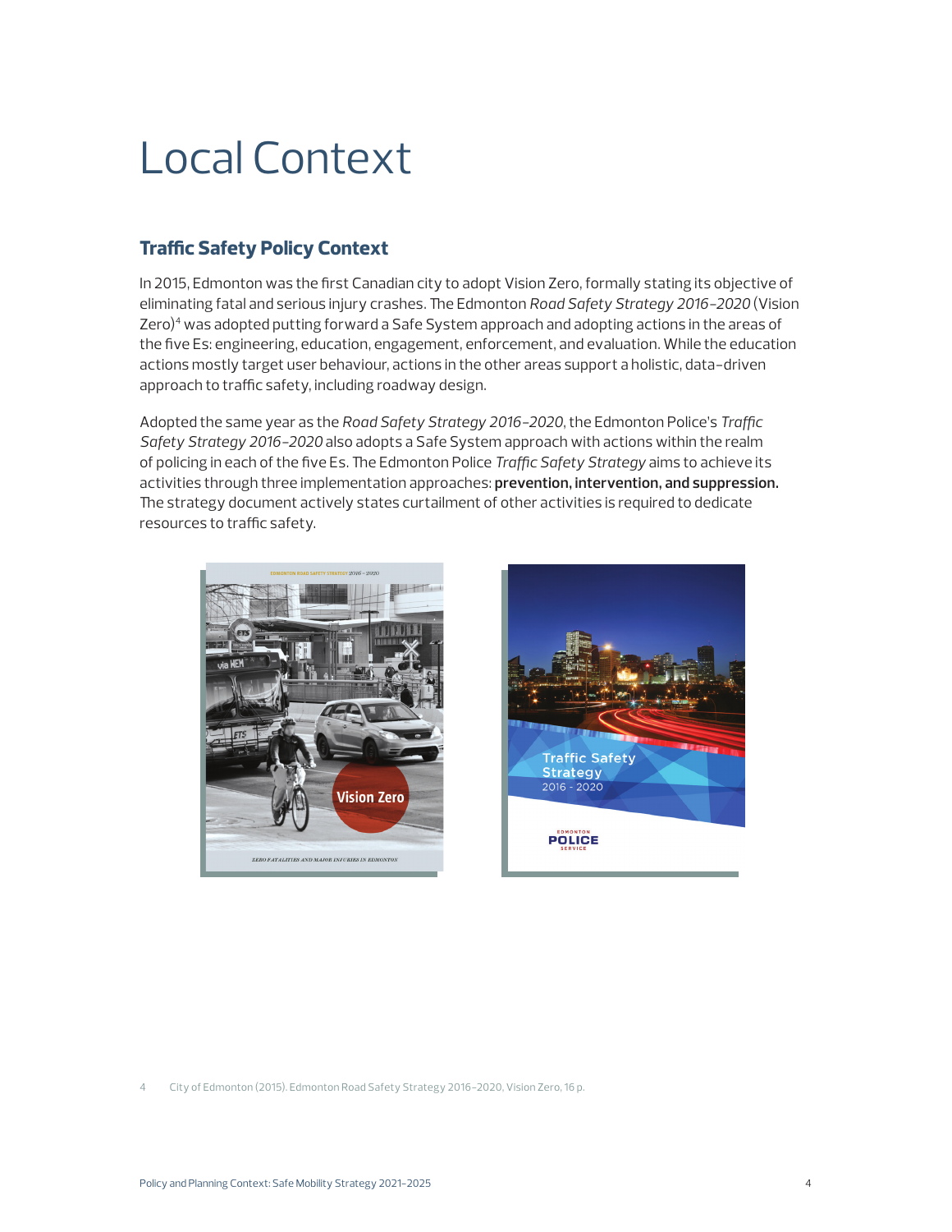# Local Context

## Traffic Safety Policy Context

In 2015, Edmonton was the first Canadian city to adopt Vision Zero, formally stating its objective of eliminating fatal and serious injury crashes. The Edmonton *Road Safety Strategy 2016-2020* (Vision Zero)[4] was adopted putting forward a Safe System approach and adopting actions in the areas of the five Es: engineering, education, engagement, enforcement, and evaluation. While the education actions mostly target user behaviour, actions in the other areas support a holistic, data-driven approach to traffic safety, including roadway design.

Adopted the same year as the *Road Safety Strategy 2016-2020*, the Edmonton Police's *Traffic Safety Strategy 2016-2020* also adopts a Safe System approach with actions within the realm of policing in each of the five Es. The Edmonton Police *Traffic Safety Strategy* aims to achieve its activities through three implementation approaches: **prevention, intervention, and suppression.** The strategy document actively states curtailment of other activities is required to dedicate resources to traffic safety.

4 City of Edmonton (2015). Edmonton Road Safety Strategy 2016-2020, Vision Zero, 16 p.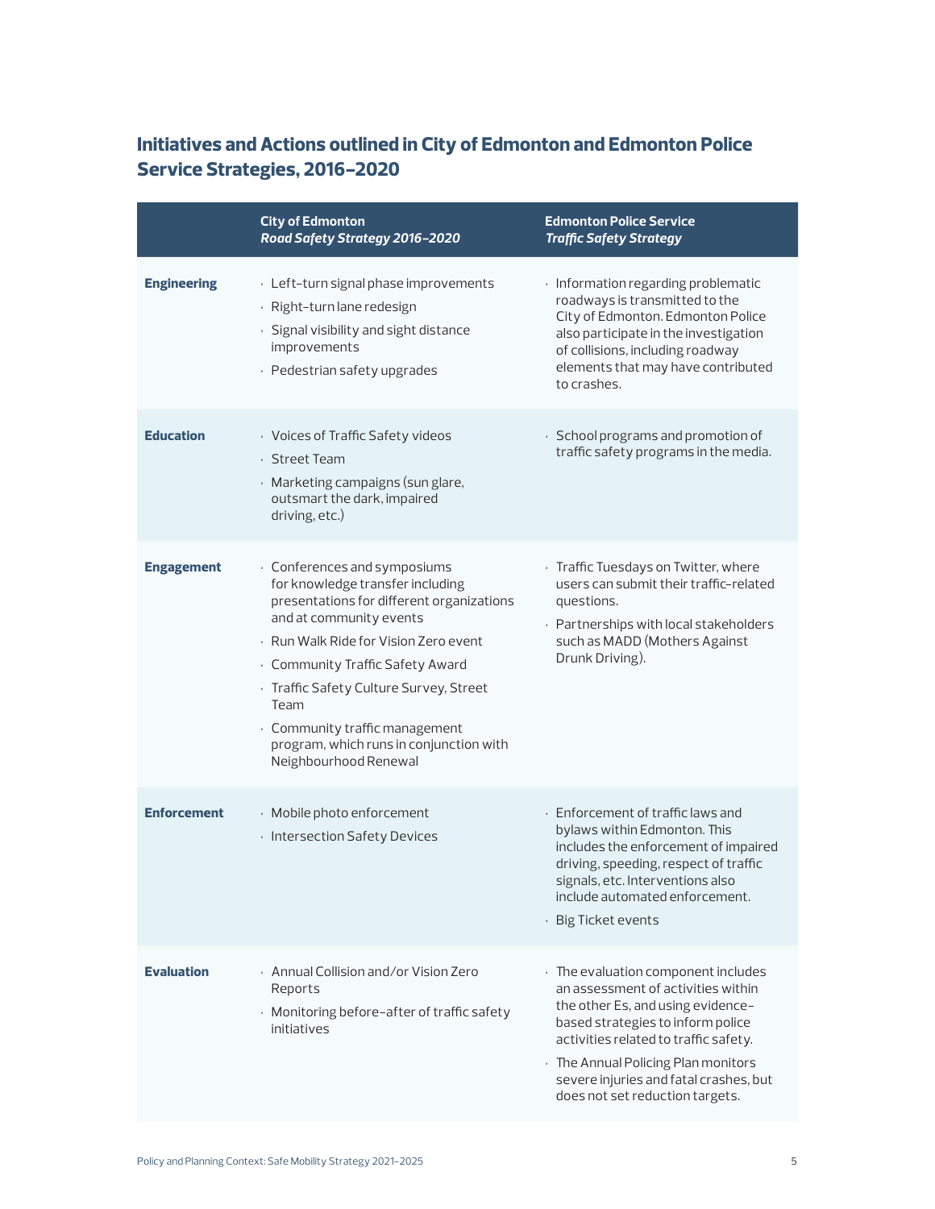## Initiatives and Actions outlined in City of Edmonton and Edmonton Police Service Strategies, 2016–2020

| | City of Edmonton *Road Safety Strategy 2016–2020* | Edmonton Police Service *Traffic Safety Strategy* |
|---|---|---|
| **Engineering** | · Left-turn signal phase improvements<br>· Right-turn lane redesign<br>· Signal visibility and sight distance improvements<br>· Pedestrian safety upgrades | · Information regarding problematic roadways is transmitted to the City of Edmonton. Edmonton Police also participate in the investigation of collisions, including roadway elements that may have contributed to crashes. |
| **Education** | · Voices of Traffic Safety videos<br>· Street Team<br>· Marketing campaigns (sun glare, outsmart the dark, impaired driving, etc.) | · School programs and promotion of traffic safety programs in the media. |
| **Engagement** | · Conferences and symposiums for knowledge transfer including presentations for different organizations and at community events<br>· Run Walk Ride for Vision Zero event<br>· Community Traffic Safety Award<br>· Traffic Safety Culture Survey, Street Team<br>· Community traffic management program, which runs in conjunction with Neighbourhood Renewal | · Traffic Tuesdays on Twitter, where users can submit their traffic-related questions.<br>· Partnerships with local stakeholders such as MADD (Mothers Against Drunk Driving). |
| **Enforcement** | · Mobile photo enforcement<br>· Intersection Safety Devices | · Enforcement of traffic laws and bylaws within Edmonton. This includes the enforcement of impaired driving, speeding, respect of traffic signals, etc. Interventions also include automated enforcement.<br>· Big Ticket events |
| **Evaluation** | · Annual Collision and/or Vision Zero Reports<br>· Monitoring before-after of traffic safety initiatives | · The evaluation component includes an assessment of activities within the other Es, and using evidence-based strategies to inform police activities related to traffic safety.<br>· The Annual Policing Plan monitors severe injuries and fatal crashes, but does not set reduction targets. |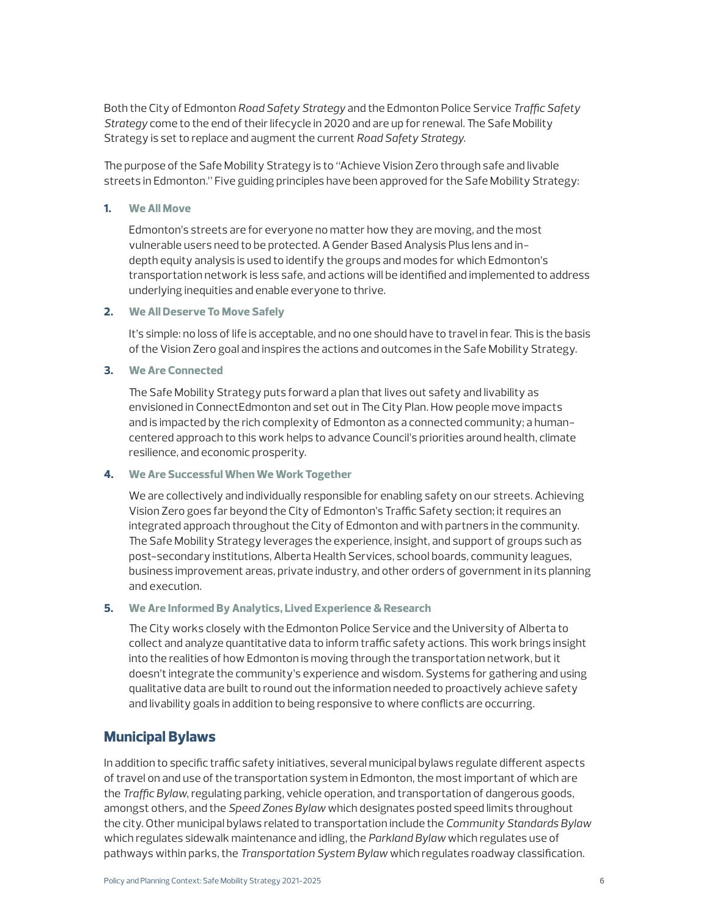Both the City of Edmonton *Road Safety Strategy* and the Edmonton Police Service *Traffic Safety Strategy* come to the end of their lifecycle in 2020 and are up for renewal. The Safe Mobility Strategy is set to replace and augment the current *Road Safety Strategy*.

The purpose of the Safe Mobility Strategy is to "Achieve Vision Zero through safe and livable streets in Edmonton." Five guiding principles have been approved for the Safe Mobility Strategy:

1. **We All Move**

   Edmonton's streets are for everyone no matter how they are moving, and the most vulnerable users need to be protected. A Gender Based Analysis Plus lens and in-depth equity analysis is used to identify the groups and modes for which Edmonton's transportation network is less safe, and actions will be identified and implemented to address underlying inequities and enable everyone to thrive.

2. **We All Deserve To Move Safely**

   It's simple: no loss of life is acceptable, and no one should have to travel in fear. This is the basis of the Vision Zero goal and inspires the actions and outcomes in the Safe Mobility Strategy.

3. **We Are Connected**

   The Safe Mobility Strategy puts forward a plan that lives out safety and livability as envisioned in ConnectEdmonton and set out in The City Plan. How people move impacts and is impacted by the rich complexity of Edmonton as a connected community; a human-centered approach to this work helps to advance Council's priorities around health, climate resilience, and economic prosperity.

4. **We Are Successful When We Work Together**

   We are collectively and individually responsible for enabling safety on our streets. Achieving Vision Zero goes far beyond the City of Edmonton's Traffic Safety section; it requires an integrated approach throughout the City of Edmonton and with partners in the community. The Safe Mobility Strategy leverages the experience, insight, and support of groups such as post-secondary institutions, Alberta Health Services, school boards, community leagues, business improvement areas, private industry, and other orders of government in its planning and execution.

5. **We Are Informed By Analytics, Lived Experience & Research**

   The City works closely with the Edmonton Police Service and the University of Alberta to collect and analyze quantitative data to inform traffic safety actions. This work brings insight into the realities of how Edmonton is moving through the transportation network, but it doesn't integrate the community's experience and wisdom. Systems for gathering and using qualitative data are built to round out the information needed to proactively achieve safety and livability goals in addition to being responsive to where conflicts are occurring.

## Municipal Bylaws

In addition to specific traffic safety initiatives, several municipal bylaws regulate different aspects of travel on and use of the transportation system in Edmonton, the most important of which are the *Traffic Bylaw*, regulating parking, vehicle operation, and transportation of dangerous goods, amongst others, and the *Speed Zones Bylaw* which designates posted speed limits throughout the city. Other municipal bylaws related to transportation include the *Community Standards Bylaw* which regulates sidewalk maintenance and idling, the *Parkland Bylaw* which regulates use of pathways within parks, the *Transportation System Bylaw* which regulates roadway classification.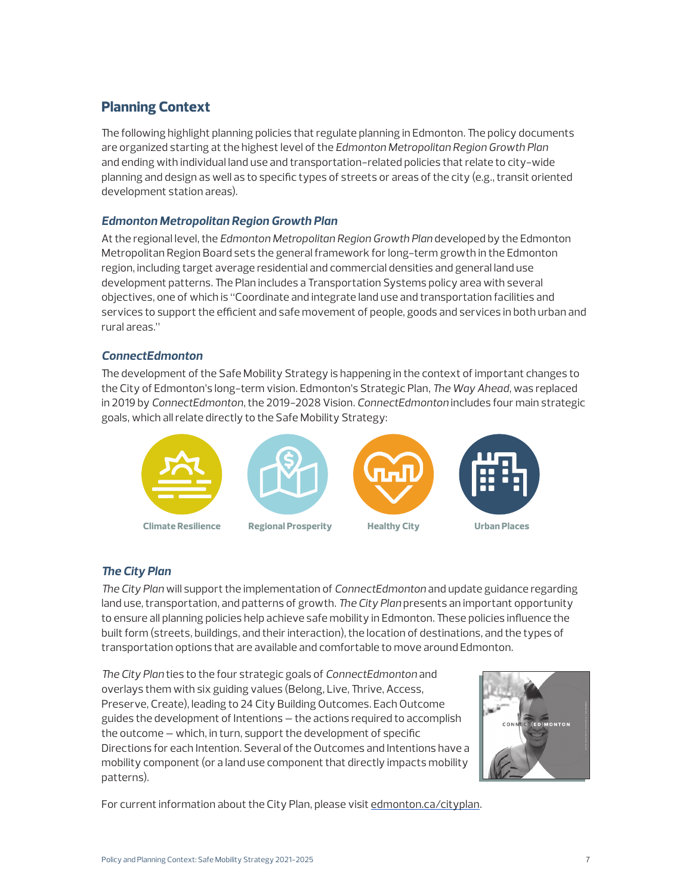## Planning Context

The following highlight planning policies that regulate planning in Edmonton. The policy documents are organized starting at the highest level of the *Edmonton Metropolitan Region Growth Plan* and ending with individual land use and transportation-related policies that relate to city-wide planning and design as well as to specific types of streets or areas of the city (e.g., transit oriented development station areas).

### *Edmonton Metropolitan Region Growth Plan*

At the regional level, the *Edmonton Metropolitan Region Growth Plan* developed by the Edmonton Metropolitan Region Board sets the general framework for long-term growth in the Edmonton region, including target average residential and commercial densities and general land use development patterns. The Plan includes a Transportation Systems policy area with several objectives, one of which is "Coordinate and integrate land use and transportation facilities and services to support the efficient and safe movement of people, goods and services in both urban and rural areas."

### *ConnectEdmonton*

The development of the Safe Mobility Strategy is happening in the context of important changes to the City of Edmonton's long-term vision. Edmonton's Strategic Plan, *The Way Ahead*, was replaced in 2019 by *ConnectEdmonton*, the 2019-2028 Vision. *ConnectEdmonton* includes four main strategic goals, which all relate directly to the Safe Mobility Strategy:

- Climate Resilience
- Regional Prosperity
- Healthy City
- Urban Places

### *The City Plan*

*The City Plan* will support the implementation of *ConnectEdmonton* and update guidance regarding land use, transportation, and patterns of growth. *The City Plan* presents an important opportunity to ensure all planning policies help achieve safe mobility in Edmonton. These policies influence the built form (streets, buildings, and their interaction), the location of destinations, and the types of transportation options that are available and comfortable to move around Edmonton.

*The City Plan* ties to the four strategic goals of *ConnectEdmonton* and overlays them with six guiding values (Belong, Live, Thrive, Access, Preserve, Create), leading to 24 City Building Outcomes. Each Outcome guides the development of Intentions — the actions required to accomplish the outcome — which, in turn, support the development of specific Directions for each Intention. Several of the Outcomes and Intentions have a mobility component (or a land use component that directly impacts mobility patterns).

For current information about the City Plan, please visit edmonton.ca/cityplan.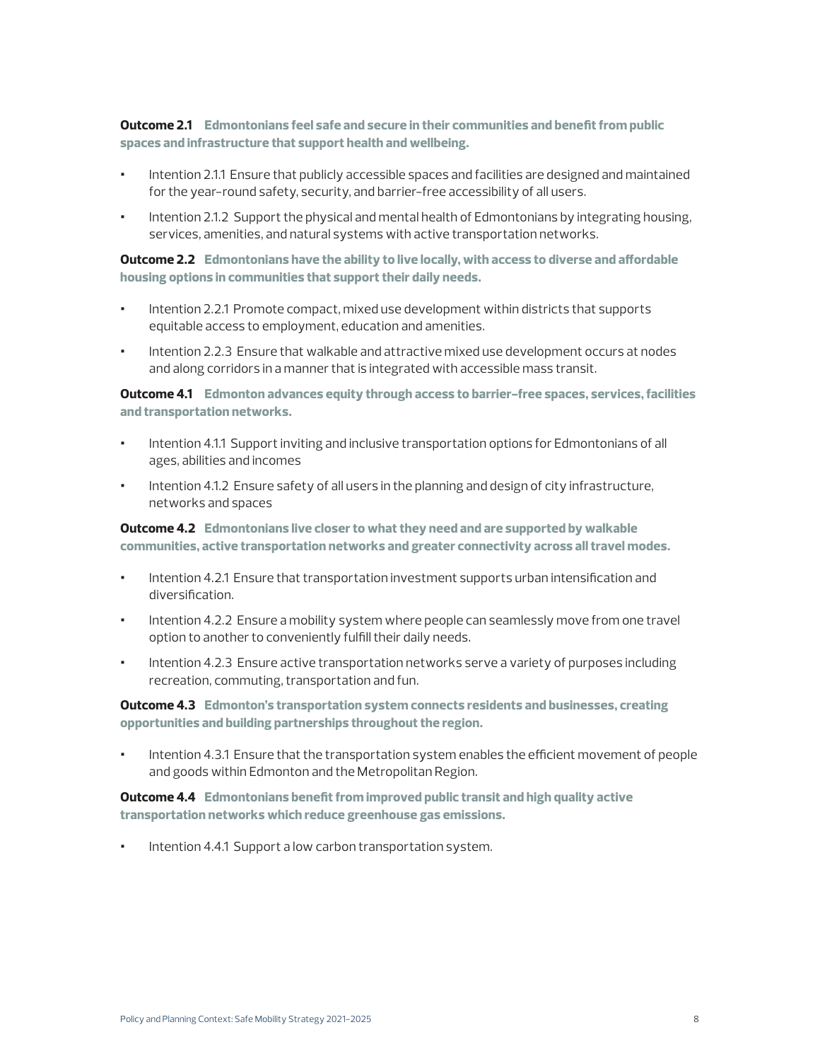**Outcome 2.1** **Edmontonians feel safe and secure in their communities and benefit from public spaces and infrastructure that support health and wellbeing.**

- Intention 2.1.1 Ensure that publicly accessible spaces and facilities are designed and maintained for the year-round safety, security, and barrier-free accessibility of all users.
- Intention 2.1.2 Support the physical and mental health of Edmontonians by integrating housing, services, amenities, and natural systems with active transportation networks.

**Outcome 2.2** **Edmontonians have the ability to live locally, with access to diverse and affordable housing options in communities that support their daily needs.**

- Intention 2.2.1 Promote compact, mixed use development within districts that supports equitable access to employment, education and amenities.
- Intention 2.2.3 Ensure that walkable and attractive mixed use development occurs at nodes and along corridors in a manner that is integrated with accessible mass transit.

**Outcome 4.1** **Edmonton advances equity through access to barrier-free spaces, services, facilities and transportation networks.**

- Intention 4.1.1 Support inviting and inclusive transportation options for Edmontonians of all ages, abilities and incomes
- Intention 4.1.2 Ensure safety of all users in the planning and design of city infrastructure, networks and spaces

**Outcome 4.2** **Edmontonians live closer to what they need and are supported by walkable communities, active transportation networks and greater connectivity across all travel modes.**

- Intention 4.2.1 Ensure that transportation investment supports urban intensification and diversification.
- Intention 4.2.2 Ensure a mobility system where people can seamlessly move from one travel option to another to conveniently fulfill their daily needs.
- Intention 4.2.3 Ensure active transportation networks serve a variety of purposes including recreation, commuting, transportation and fun.

**Outcome 4.3** **Edmonton's transportation system connects residents and businesses, creating opportunities and building partnerships throughout the region.**

- Intention 4.3.1 Ensure that the transportation system enables the efficient movement of people and goods within Edmonton and the Metropolitan Region.

**Outcome 4.4** **Edmontonians benefit from improved public transit and high quality active transportation networks which reduce greenhouse gas emissions.**

- Intention 4.4.1 Support a low carbon transportation system.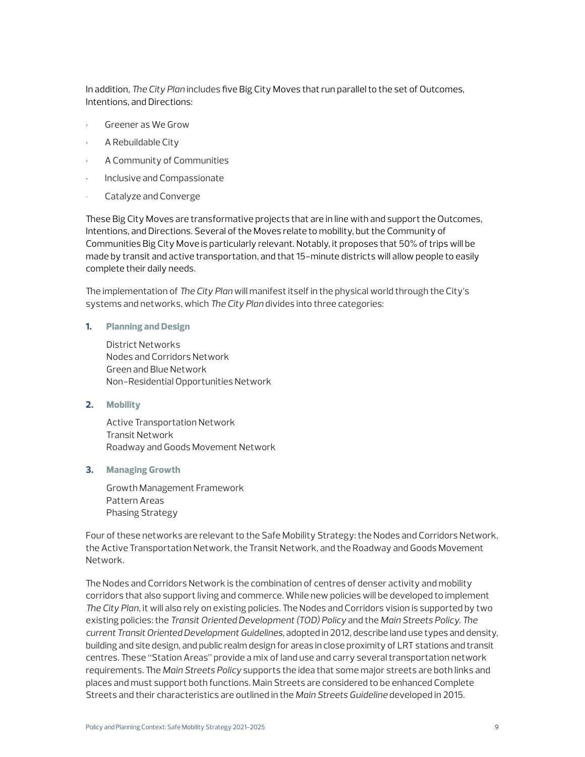In addition, *The City Plan* includes five Big City Moves that run parallel to the set of Outcomes, Intentions, and Directions:

- Greener as We Grow
- A Rebuildable City
- A Community of Communities
- Inclusive and Compassionate
- Catalyze and Converge

These Big City Moves are transformative projects that are in line with and support the Outcomes, Intentions, and Directions. Several of the Moves relate to mobility, but the Community of Communities Big City Move is particularly relevant. Notably, it proposes that 50% of trips will be made by transit and active transportation, and that 15-minute districts will allow people to easily complete their daily needs.

The implementation of *The City Plan* will manifest itself in the physical world through the City's systems and networks, which *The City Plan* divides into three categories:

1. **Planning and Design**

   District Networks
   Nodes and Corridors Network
   Green and Blue Network
   Non-Residential Opportunities Network

2. **Mobility**

   Active Transportation Network
   Transit Network
   Roadway and Goods Movement Network

3. **Managing Growth**

   Growth Management Framework
   Pattern Areas
   Phasing Strategy

Four of these networks are relevant to the Safe Mobility Strategy: the Nodes and Corridors Network, the Active Transportation Network, the Transit Network, and the Roadway and Goods Movement Network.

The Nodes and Corridors Network is the combination of centres of denser activity and mobility corridors that also support living and commerce. While new policies will be developed to implement *The City Plan*, it will also rely on existing policies. The Nodes and Corridors vision is supported by two existing policies: the *Transit Oriented Development (TOD) Policy* and the *Main Streets Policy. The current Transit Oriented Development Guidelines*, adopted in 2012, describe land use types and density, building and site design, and public realm design for areas in close proximity of LRT stations and transit centres. These "Station Areas" provide a mix of land use and carry several transportation network requirements. The *Main Streets Policy* supports the idea that some major streets are both links and places and must support both functions. Main Streets are considered to be enhanced Complete Streets and their characteristics are outlined in the *Main Streets Guideline* developed in 2015.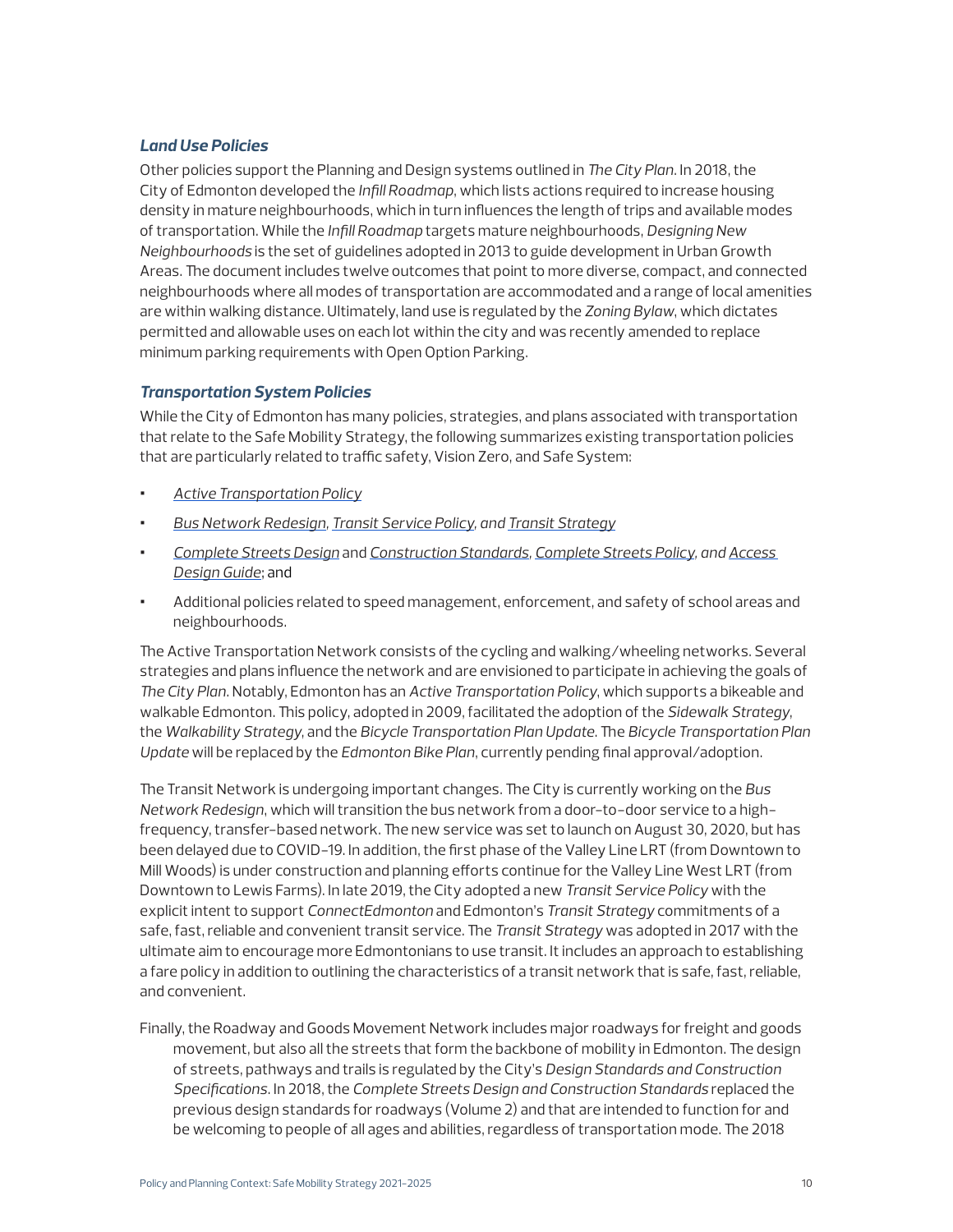### *Land Use Policies*

Other policies support the Planning and Design systems outlined in *The City Plan*. In 2018, the City of Edmonton developed the *Infill Roadmap*, which lists actions required to increase housing density in mature neighbourhoods, which in turn influences the length of trips and available modes of transportation. While the *Infill Roadmap* targets mature neighbourhoods, *Designing New Neighbourhoods* is the set of guidelines adopted in 2013 to guide development in Urban Growth Areas. The document includes twelve outcomes that point to more diverse, compact, and connected neighbourhoods where all modes of transportation are accommodated and a range of local amenities are within walking distance. Ultimately, land use is regulated by the *Zoning Bylaw*, which dictates permitted and allowable uses on each lot within the city and was recently amended to replace minimum parking requirements with Open Option Parking.

### *Transportation System Policies*

While the City of Edmonton has many policies, strategies, and plans associated with transportation that relate to the Safe Mobility Strategy, the following summarizes existing transportation policies that are particularly related to traffic safety, Vision Zero, and Safe System:

- *Active Transportation Policy*
- *Bus Network Redesign, Transit Service Policy, and Transit Strategy*
- *Complete Streets Design* and *Construction Standards, Complete Streets Policy, and Access Design Guide*; and
- Additional policies related to speed management, enforcement, and safety of school areas and neighbourhoods.

The Active Transportation Network consists of the cycling and walking/wheeling networks. Several strategies and plans influence the network and are envisioned to participate in achieving the goals of *The City Plan*. Notably, Edmonton has an *Active Transportation Policy*, which supports a bikeable and walkable Edmonton. This policy, adopted in 2009, facilitated the adoption of the *Sidewalk Strategy*, the *Walkability Strategy*, and the *Bicycle Transportation Plan Update*. The *Bicycle Transportation Plan Update* will be replaced by the *Edmonton Bike Plan*, currently pending final approval/adoption.

The Transit Network is undergoing important changes. The City is currently working on the *Bus Network Redesign*, which will transition the bus network from a door-to-door service to a high-frequency, transfer-based network. The new service was set to launch on August 30, 2020, but has been delayed due to COVID-19. In addition, the first phase of the Valley Line LRT (from Downtown to Mill Woods) is under construction and planning efforts continue for the Valley Line West LRT (from Downtown to Lewis Farms). In late 2019, the City adopted a new *Transit Service Policy* with the explicit intent to support *ConnectEdmonton* and Edmonton's *Transit Strategy* commitments of a safe, fast, reliable and convenient transit service. The *Transit Strategy* was adopted in 2017 with the ultimate aim to encourage more Edmontonians to use transit. It includes an approach to establishing a fare policy in addition to outlining the characteristics of a transit network that is safe, fast, reliable, and convenient.

Finally, the Roadway and Goods Movement Network includes major roadways for freight and goods movement, but also all the streets that form the backbone of mobility in Edmonton. The design of streets, pathways and trails is regulated by the City's *Design Standards and Construction Specifications*. In 2018, the *Complete Streets Design and Construction Standards* replaced the previous design standards for roadways (Volume 2) and that are intended to function for and be welcoming to people of all ages and abilities, regardless of transportation mode. The 2018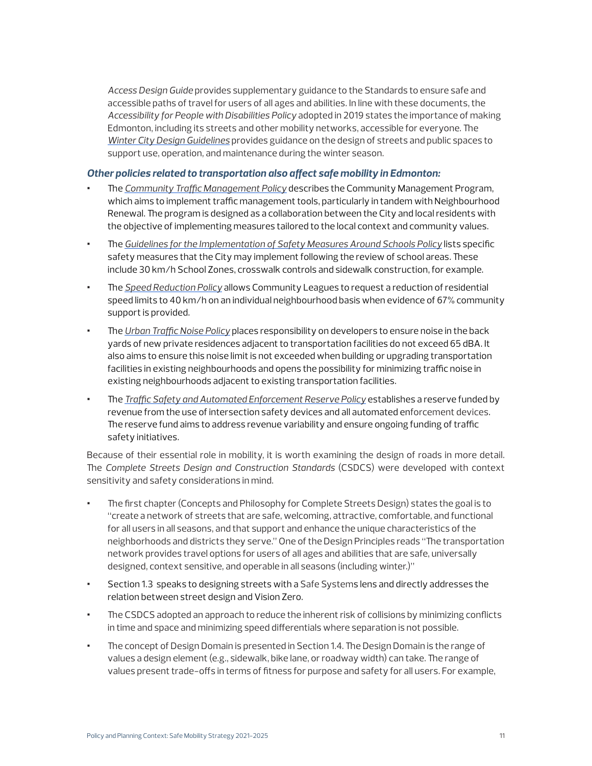*Access Design Guide* provides supplementary guidance to the Standards to ensure safe and accessible paths of travel for users of all ages and abilities. In line with these documents, the *Accessibility for People with Disabilities Policy* adopted in 2019 states the importance of making Edmonton, including its streets and other mobility networks, accessible for everyone. The *Winter City Design Guidelines* provides guidance on the design of streets and public spaces to support use, operation, and maintenance during the winter season.

***Other policies related to transportation also affect safe mobility in Edmonton:***

- The *Community Traffic Management Policy* describes the Community Management Program, which aims to implement traffic management tools, particularly in tandem with Neighbourhood Renewal. The program is designed as a collaboration between the City and local residents with the objective of implementing measures tailored to the local context and community values.
- The *Guidelines for the Implementation of Safety Measures Around Schools Policy* lists specific safety measures that the City may implement following the review of school areas. These include 30 km/h School Zones, crosswalk controls and sidewalk construction, for example.
- The *Speed Reduction Policy* allows Community Leagues to request a reduction of residential speed limits to 40 km/h on an individual neighbourhood basis when evidence of 67% community support is provided.
- The *Urban Traffic Noise Policy* places responsibility on developers to ensure noise in the back yards of new private residences adjacent to transportation facilities do not exceed 65 dBA. It also aims to ensure this noise limit is not exceeded when building or upgrading transportation facilities in existing neighbourhoods and opens the possibility for minimizing traffic noise in existing neighbourhoods adjacent to existing transportation facilities.
- The *Traffic Safety and Automated Enforcement Reserve Policy* establishes a reserve funded by revenue from the use of intersection safety devices and all automated enforcement devices. The reserve fund aims to address revenue variability and ensure ongoing funding of traffic safety initiatives.

Because of their essential role in mobility, it is worth examining the design of roads in more detail. The *Complete Streets Design and Construction Standards* (CSDCS) were developed with context sensitivity and safety considerations in mind.

- The first chapter (Concepts and Philosophy for Complete Streets Design) states the goal is to "create a network of streets that are safe, welcoming, attractive, comfortable, and functional for all users in all seasons, and that support and enhance the unique characteristics of the neighborhoods and districts they serve." One of the Design Principles reads "The transportation network provides travel options for users of all ages and abilities that are safe, universally designed, context sensitive, and operable in all seasons (including winter.)"
- Section 1.3 speaks to designing streets with a Safe Systems lens and directly addresses the relation between street design and Vision Zero.
- The CSDCS adopted an approach to reduce the inherent risk of collisions by minimizing conflicts in time and space and minimizing speed differentials where separation is not possible.
- The concept of Design Domain is presented in Section 1.4. The Design Domain is the range of values a design element (e.g., sidewalk, bike lane, or roadway width) can take. The range of values present trade-offs in terms of fitness for purpose and safety for all users. For example,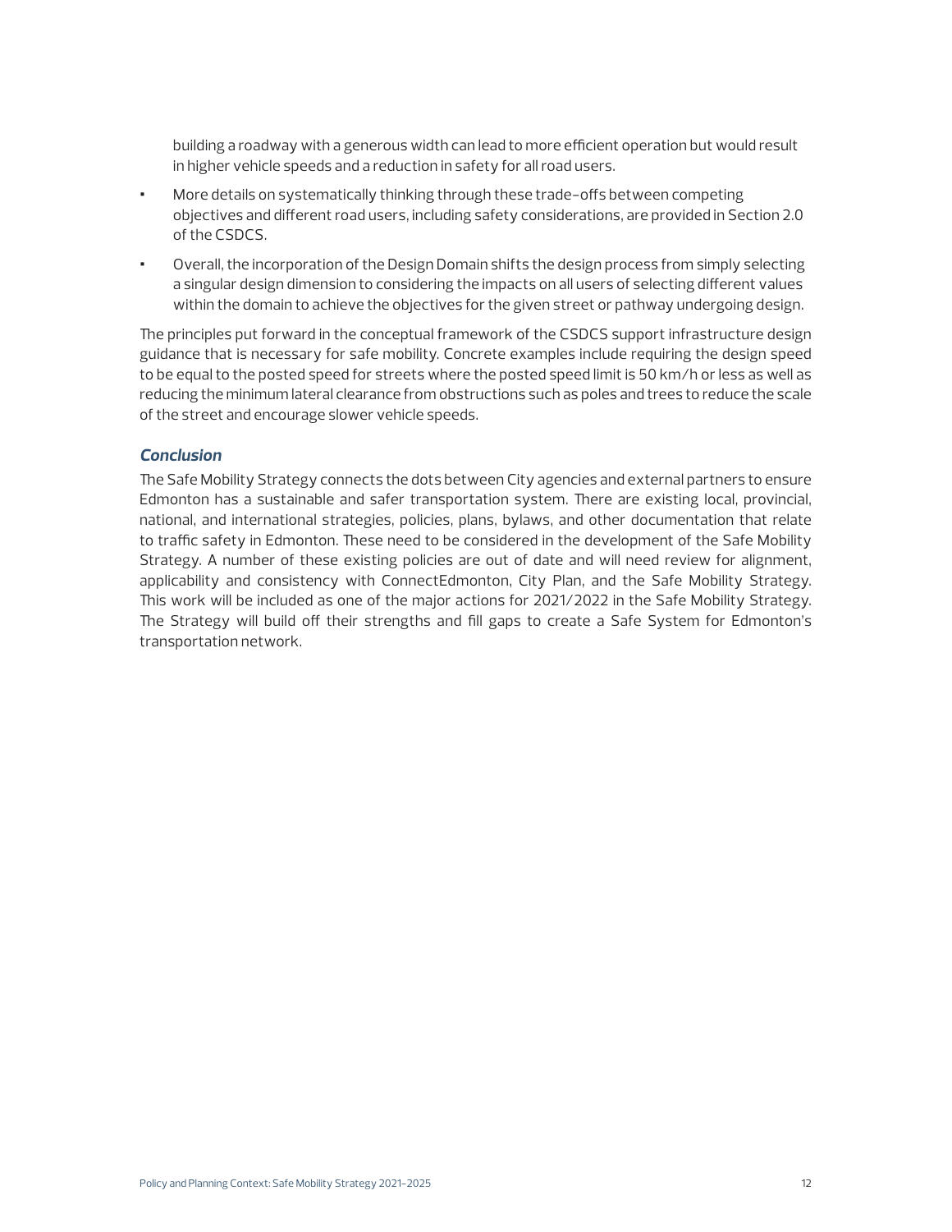building a roadway with a generous width can lead to more efficient operation but would result in higher vehicle speeds and a reduction in safety for all road users.

- More details on systematically thinking through these trade-offs between competing objectives and different road users, including safety considerations, are provided in Section 2.0 of the CSDCS.
- Overall, the incorporation of the Design Domain shifts the design process from simply selecting a singular design dimension to considering the impacts on all users of selecting different values within the domain to achieve the objectives for the given street or pathway undergoing design.

The principles put forward in the conceptual framework of the CSDCS support infrastructure design guidance that is necessary for safe mobility. Concrete examples include requiring the design speed to be equal to the posted speed for streets where the posted speed limit is 50 km/h or less as well as reducing the minimum lateral clearance from obstructions such as poles and trees to reduce the scale of the street and encourage slower vehicle speeds.

### *Conclusion*

The Safe Mobility Strategy connects the dots between City agencies and external partners to ensure Edmonton has a sustainable and safer transportation system. There are existing local, provincial, national, and international strategies, policies, plans, bylaws, and other documentation that relate to traffic safety in Edmonton. These need to be considered in the development of the Safe Mobility Strategy. A number of these existing policies are out of date and will need review for alignment, applicability and consistency with ConnectEdmonton, City Plan, and the Safe Mobility Strategy. This work will be included as one of the major actions for 2021/2022 in the Safe Mobility Strategy. The Strategy will build off their strengths and fill gaps to create a Safe System for Edmonton's transportation network.